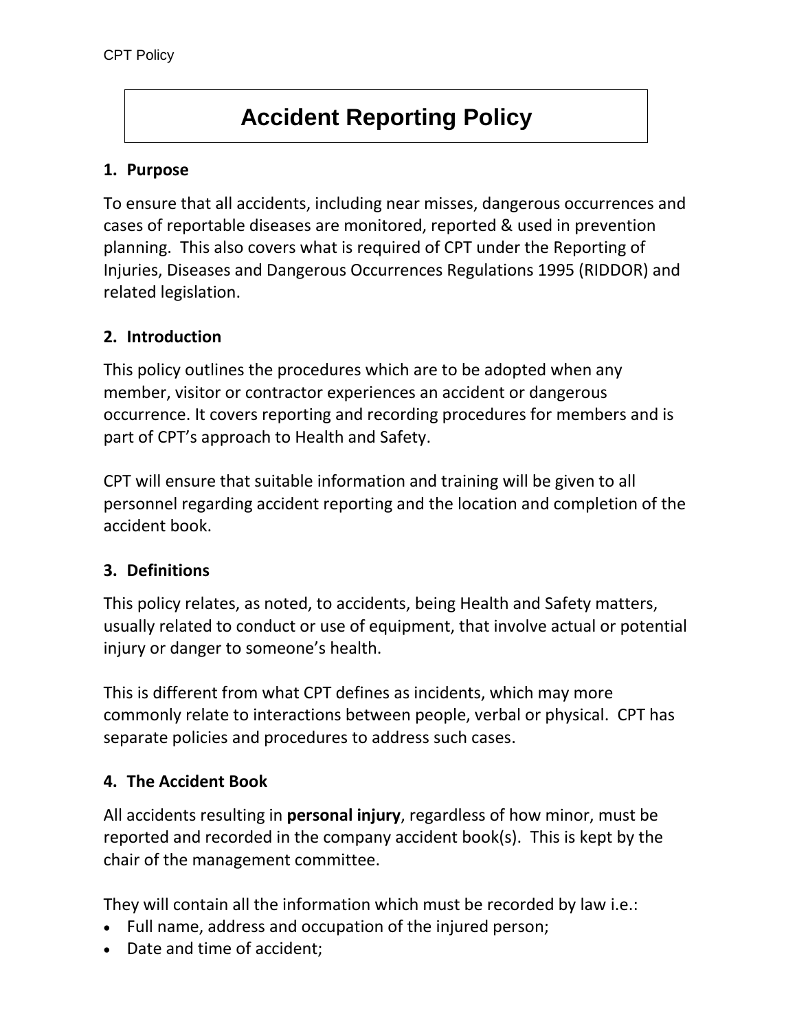# Accident Reporting Policy

## 1. Purpose

To ensure that all accidents, including near misses, dangerous occurrences and cases of reportable diseases are monitored, reported & used in prevention planning. This also covers what is required of CPT under the Reporting of Injuries, Diseases and Dangerous Occurrences Regulations 1995 (RIDDOR) and related legislation.

## 2. Introduction

This policy outlines the procedures which are to be adopted when any member, visitor or contractor experiences an accident or dangerous occurrence. It covers reporting and recording procedures for members and is part of CPT's approach to Health and Safety.

CPT will ensure that suitable information and training will be given to all personnel regarding accident reporting and the location and completion of the accident book.

## 3. Definitions

This policy relates, as noted, to accidents, being Health and Safety matters, usually related to conduct or use of equipment, that involve actual or potential injury or danger to someone's health.

This is different from what CPT defines as incidents, which may more commonly relate to interactions between people, verbal or physical. CPT has separate policies and procedures to address such cases.

## 4. The Accident Book

All accidents resulting in **personal injury**, regardless of how minor, must be reported and recorded in the company accident book(s). This is kept by the chair of the management committee.

They will contain all the information which must be recorded by law i.e.:

- Full name, address and occupation of the injured person;
- Date and time of accident;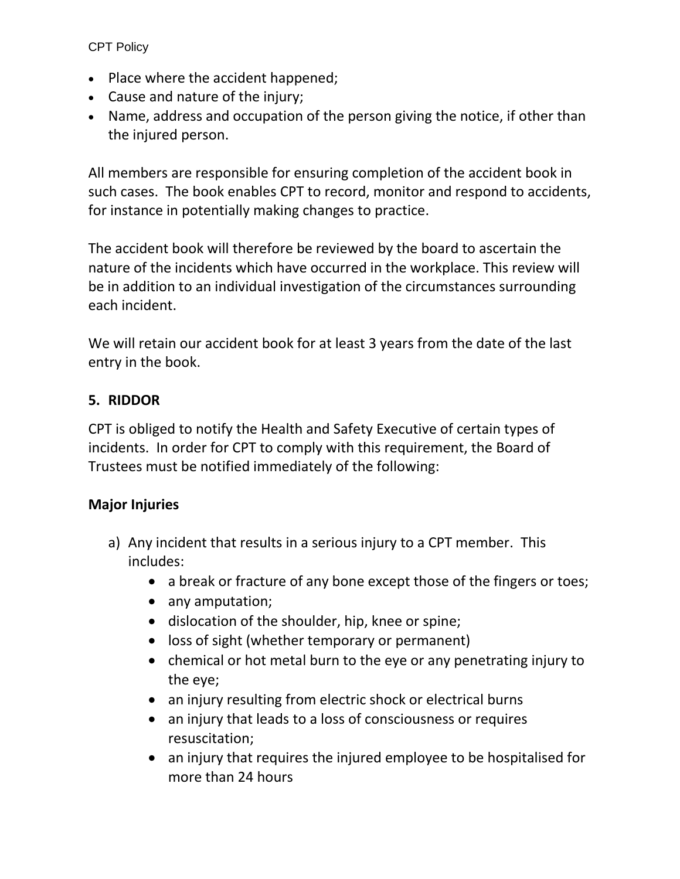- Place where the accident happened;
- Cause and nature of the injury;
- Name, address and occupation of the person giving the notice, if other than the injured person.

All members are responsible for ensuring completion of the accident book in such cases. The book enables CPT to record, monitor and respond to accidents, for instance in potentially making changes to practice.

The accident book will therefore be reviewed by the board to ascertain the nature of the incidents which have occurred in the workplace. This review will be in addition to an individual investigation of the circumstances surrounding each incident.

We will retain our accident book for at least 3 years from the date of the last entry in the book.

## 5. RIDDOR

CPT is obliged to notify the Health and Safety Executive of certain types of incidents. In order for CPT to comply with this requirement, the Board of Trustees must be notified immediately of the following:

### Major Injuries

a) Any incident that results in a serious injury to a CPT member. This includes:
    - a break or fracture of any bone except those of the fingers or toes;
    - any amputation;
    - dislocation of the shoulder, hip, knee or spine;
    - loss of sight (whether temporary or permanent)
    - chemical or hot metal burn to the eye or any penetrating injury to the eye;
    - an injury resulting from electric shock or electrical burns
    - an injury that leads to a loss of consciousness or requires resuscitation;
    - an injury that requires the injured employee to be hospitalised for more than 24 hours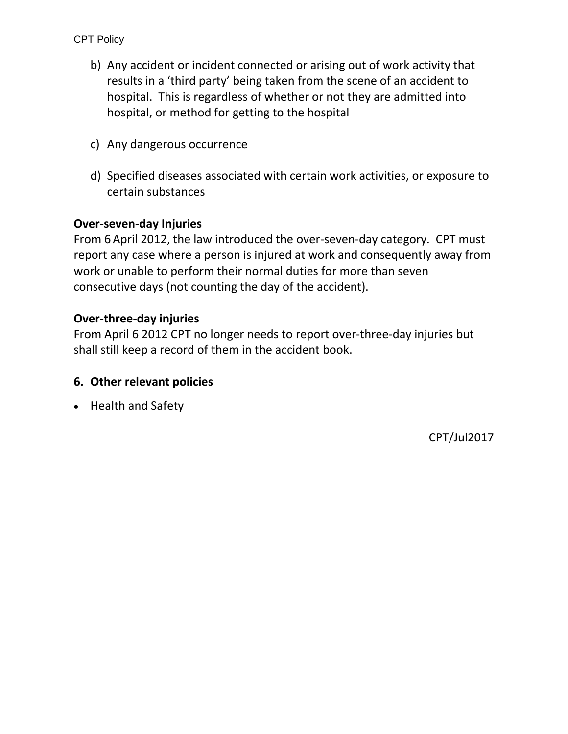b) Any accident or incident connected or arising out of work activity that results in a 'third party' being taken from the scene of an accident to hospital. This is regardless of whether or not they are admitted into hospital, or method for getting to the hospital

c) Any dangerous occurrence

d) Specified diseases associated with certain work activities, or exposure to certain substances

**Over-seven-day Injuries**
From 6 April 2012, the law introduced the over-seven-day category. CPT must report any case where a person is injured at work and consequently away from work or unable to perform their normal duties for more than seven consecutive days (not counting the day of the accident).

**Over-three-day injuries**
From April 6 2012 CPT no longer needs to report over-three-day injuries but shall still keep a record of them in the accident book.

## 6. Other relevant policies

- Health and Safety

CPT/Jul2017